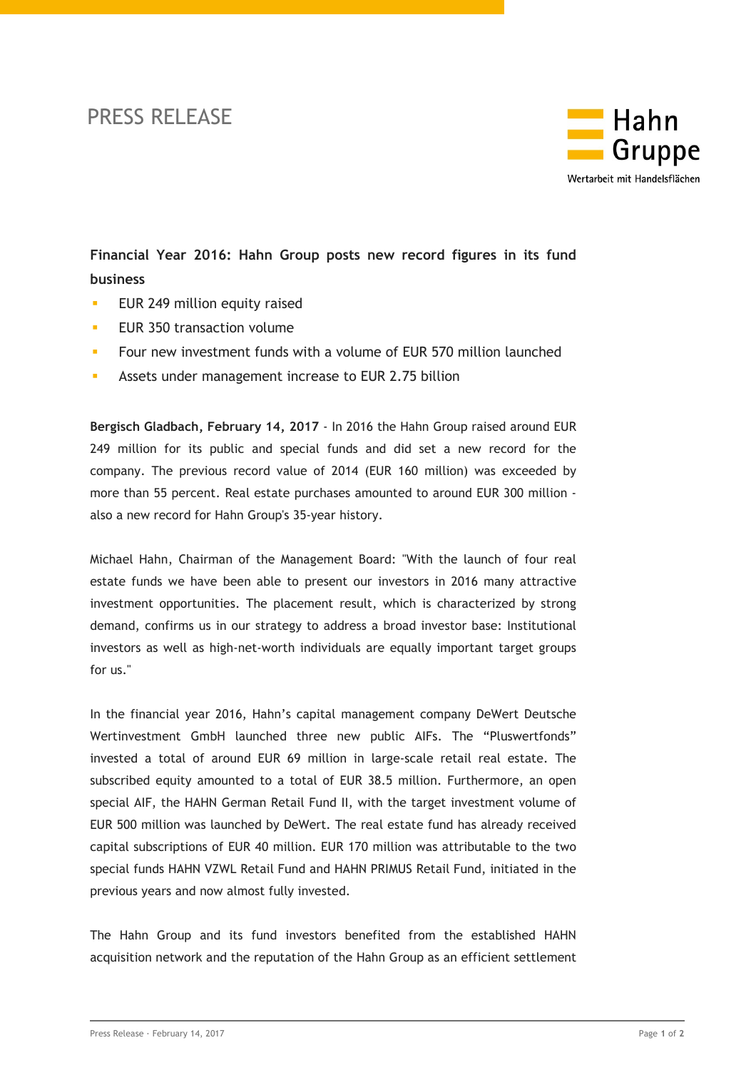PRESS RELEASE

Hahn Gruppe

Wertarbeit mit Handelsflächen

**Financial Year 2016: Hahn Group posts new record figures in its fund business**

- EUR 249 million equity raised
- EUR 350 transaction volume
- Four new investment funds with a volume of EUR 570 million launched
- Assets under management increase to EUR 2.75 billion

**Bergisch Gladbach, February 14, 2017** - In 2016 the Hahn Group raised around EUR 249 million for its public and special funds and did set a new record for the company. The previous record value of 2014 (EUR 160 million) was exceeded by more than 55 percent. Real estate purchases amounted to around EUR 300 million - also a new record for Hahn Group's 35-year history.

Michael Hahn, Chairman of the Management Board: "With the launch of four real estate funds we have been able to present our investors in 2016 many attractive investment opportunities. The placement result, which is characterized by strong demand, confirms us in our strategy to address a broad investor base: Institutional investors as well as high-net-worth individuals are equally important target groups for us."

In the financial year 2016, Hahn's capital management company DeWert Deutsche Wertinvestment GmbH launched three new public AIFs. The "Pluswertfonds" invested a total of around EUR 69 million in large-scale retail real estate. The subscribed equity amounted to a total of EUR 38.5 million. Furthermore, an open special AIF, the HAHN German Retail Fund II, with the target investment volume of EUR 500 million was launched by DeWert. The real estate fund has already received capital subscriptions of EUR 40 million. EUR 170 million was attributable to the two special funds HAHN VZWL Retail Fund and HAHN PRIMUS Retail Fund, initiated in the previous years and now almost fully invested.

The Hahn Group and its fund investors benefited from the established HAHN acquisition network and the reputation of the Hahn Group as an efficient settlement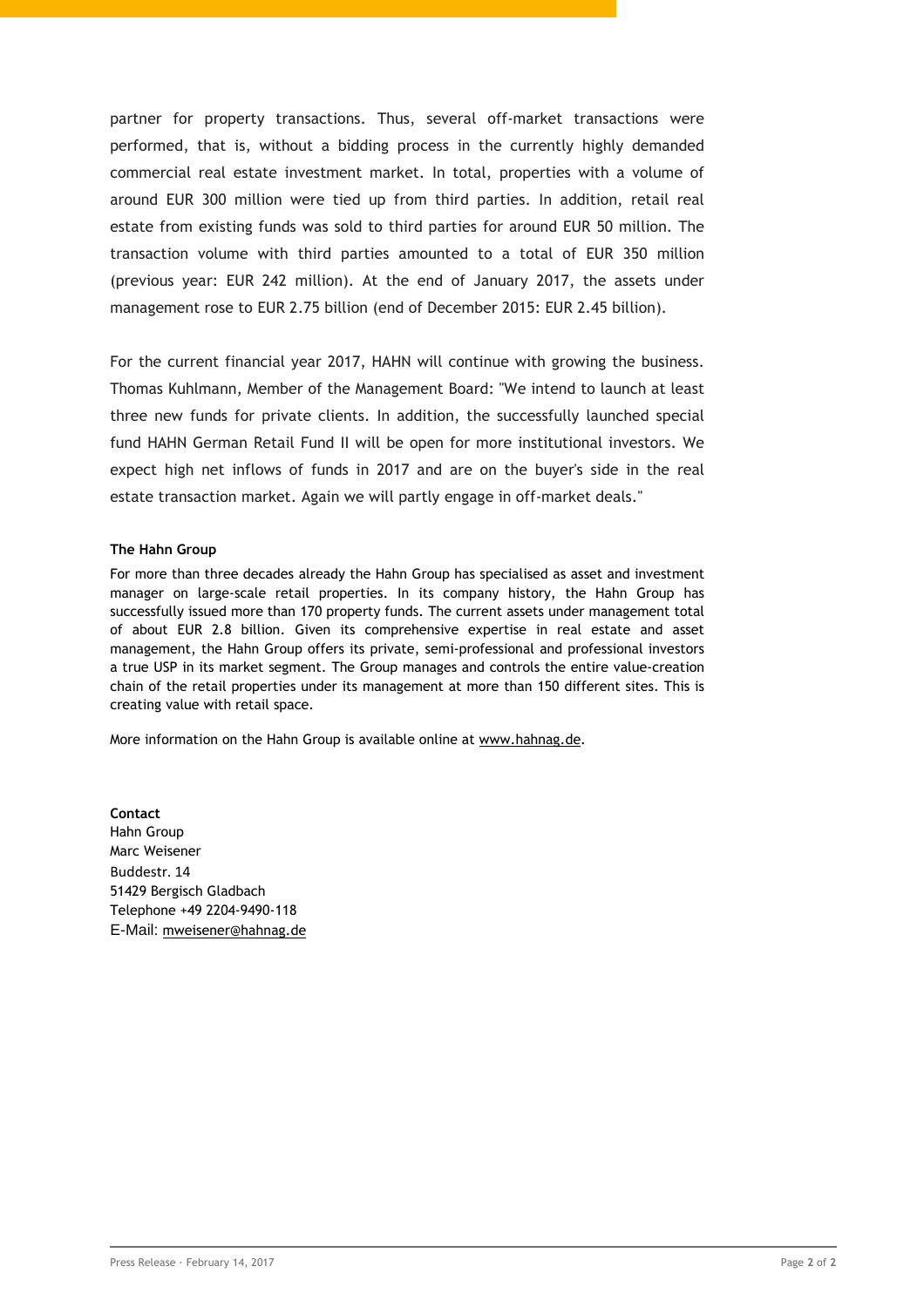partner for property transactions. Thus, several off-market transactions were performed, that is, without a bidding process in the currently highly demanded commercial real estate investment market. In total, properties with a volume of around EUR 300 million were tied up from third parties. In addition, retail real estate from existing funds was sold to third parties for around EUR 50 million. The transaction volume with third parties amounted to a total of EUR 350 million (previous year: EUR 242 million). At the end of January 2017, the assets under management rose to EUR 2.75 billion (end of December 2015: EUR 2.45 billion).

For the current financial year 2017, HAHN will continue with growing the business. Thomas Kuhlmann, Member of the Management Board: "We intend to launch at least three new funds for private clients. In addition, the successfully launched special fund HAHN German Retail Fund II will be open for more institutional investors. We expect high net inflows of funds in 2017 and are on the buyer's side in the real estate transaction market. Again we will partly engage in off-market deals."

**The Hahn Group**

For more than three decades already the Hahn Group has specialised as asset and investment manager on large-scale retail properties. In its company history, the Hahn Group has successfully issued more than 170 property funds. The current assets under management total of about EUR 2.8 billion. Given its comprehensive expertise in real estate and asset management, the Hahn Group offers its private, semi-professional and professional investors a true USP in its market segment. The Group manages and controls the entire value-creation chain of the retail properties under its management at more than 150 different sites. This is creating value with retail space.

More information on the Hahn Group is available online at www.hahnag.de.

**Contact**
Hahn Group
Marc Weisener
Buddestr. 14
51429 Bergisch Gladbach
Telephone +49 2204-9490-118
E-Mail: mweisener@hahnag.de